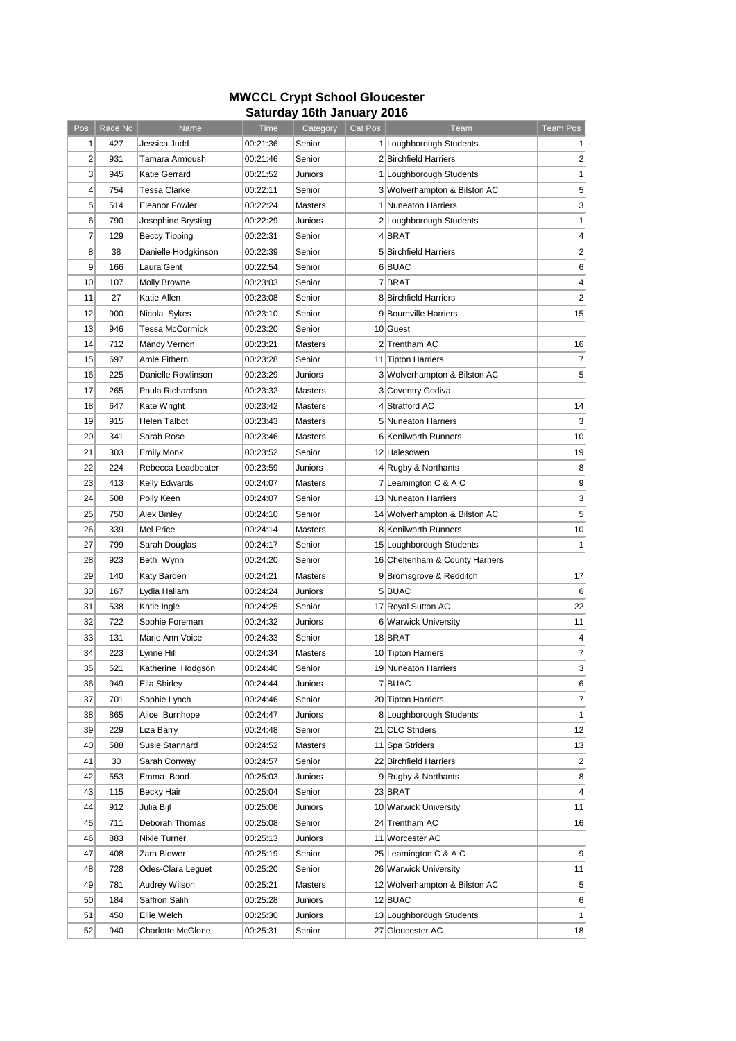# MWCCL Crypt School Gloucester

## Saturday 16th January 2016

| Pos | Race No | Name | Time | Category | Cat Pos | Team | Team Pos |
|---|---|---|---|---|---|---|---|
| 1 | 427 | Jessica Judd | 00:21:36 | Senior | 1 | Loughborough Students | 1 |
| 2 | 931 | Tamara Armoush | 00:21:46 | Senior | 2 | Birchfield Harriers | 2 |
| 3 | 945 | Katie Gerrard | 00:21:52 | Juniors | 1 | Loughborough Students | 1 |
| 4 | 754 | Tessa Clarke | 00:22:11 | Senior | 3 | Wolverhampton & Bilston AC | 5 |
| 5 | 514 | Eleanor Fowler | 00:22:24 | Masters | 1 | Nuneaton Harriers | 3 |
| 6 | 790 | Josephine Brysting | 00:22:29 | Juniors | 2 | Loughborough Students | 1 |
| 7 | 129 | Beccy Tipping | 00:22:31 | Senior | 4 | BRAT | 4 |
| 8 | 38 | Danielle Hodgkinson | 00:22:39 | Senior | 5 | Birchfield Harriers | 2 |
| 9 | 166 | Laura Gent | 00:22:54 | Senior | 6 | BUAC | 6 |
| 10 | 107 | Molly Browne | 00:23:03 | Senior | 7 | BRAT | 4 |
| 11 | 27 | Katie Allen | 00:23:08 | Senior | 8 | Birchfield Harriers | 2 |
| 12 | 900 | Nicola Sykes | 00:23:10 | Senior | 9 | Bournville Harriers | 15 |
| 13 | 946 | Tessa McCormick | 00:23:20 | Senior | 10 | Guest | |
| 14 | 712 | Mandy Vernon | 00:23:21 | Masters | 2 | Trentham AC | 16 |
| 15 | 697 | Amie Fithern | 00:23:28 | Senior | 11 | Tipton Harriers | 7 |
| 16 | 225 | Danielle Rowlinson | 00:23:29 | Juniors | 3 | Wolverhampton & Bilston AC | 5 |
| 17 | 265 | Paula Richardson | 00:23:32 | Masters | 3 | Coventry Godiva | |
| 18 | 647 | Kate Wright | 00:23:42 | Masters | 4 | Stratford AC | 14 |
| 19 | 915 | Helen Talbot | 00:23:43 | Masters | 5 | Nuneaton Harriers | 3 |
| 20 | 341 | Sarah Rose | 00:23:46 | Masters | 6 | Kenilworth Runners | 10 |
| 21 | 303 | Emily Monk | 00:23:52 | Senior | 12 | Halesowen | 19 |
| 22 | 224 | Rebecca Leadbeater | 00:23:59 | Juniors | 4 | Rugby & Northants | 8 |
| 23 | 413 | Kelly Edwards | 00:24:07 | Masters | 7 | Leamington C & A C | 9 |
| 24 | 508 | Polly Keen | 00:24:07 | Senior | 13 | Nuneaton Harriers | 3 |
| 25 | 750 | Alex Binley | 00:24:10 | Senior | 14 | Wolverhampton & Bilston AC | 5 |
| 26 | 339 | Mel Price | 00:24:14 | Masters | 8 | Kenilworth Runners | 10 |
| 27 | 799 | Sarah Douglas | 00:24:17 | Senior | 15 | Loughborough Students | 1 |
| 28 | 923 | Beth Wynn | 00:24:20 | Senior | 16 | Cheltenham & County Harriers | |
| 29 | 140 | Katy Barden | 00:24:21 | Masters | 9 | Bromsgrove & Redditch | 17 |
| 30 | 167 | Lydia Hallam | 00:24:24 | Juniors | 5 | BUAC | 6 |
| 31 | 538 | Katie Ingle | 00:24:25 | Senior | 17 | Royal Sutton AC | 22 |
| 32 | 722 | Sophie Foreman | 00:24:32 | Juniors | 6 | Warwick University | 11 |
| 33 | 131 | Marie Ann Voice | 00:24:33 | Senior | 18 | BRAT | 4 |
| 34 | 223 | Lynne Hill | 00:24:34 | Masters | 10 | Tipton Harriers | 7 |
| 35 | 521 | Katherine Hodgson | 00:24:40 | Senior | 19 | Nuneaton Harriers | 3 |
| 36 | 949 | Ella Shirley | 00:24:44 | Juniors | 7 | BUAC | 6 |
| 37 | 701 | Sophie Lynch | 00:24:46 | Senior | 20 | Tipton Harriers | 7 |
| 38 | 865 | Alice Burnhope | 00:24:47 | Juniors | 8 | Loughborough Students | 1 |
| 39 | 229 | Liza Barry | 00:24:48 | Senior | 21 | CLC Striders | 12 |
| 40 | 588 | Susie Stannard | 00:24:52 | Masters | 11 | Spa Striders | 13 |
| 41 | 30 | Sarah Conway | 00:24:57 | Senior | 22 | Birchfield Harriers | 2 |
| 42 | 553 | Emma Bond | 00:25:03 | Juniors | 9 | Rugby & Northants | 8 |
| 43 | 115 | Becky Hair | 00:25:04 | Senior | 23 | BRAT | 4 |
| 44 | 912 | Julia Bijl | 00:25:06 | Juniors | 10 | Warwick University | 11 |
| 45 | 711 | Deborah Thomas | 00:25:08 | Senior | 24 | Trentham AC | 16 |
| 46 | 883 | Nixie Turner | 00:25:13 | Juniors | 11 | Worcester AC | |
| 47 | 408 | Zara Blower | 00:25:19 | Senior | 25 | Leamington C & A C | 9 |
| 48 | 728 | Odes-Clara Leguet | 00:25:20 | Senior | 26 | Warwick University | 11 |
| 49 | 781 | Audrey Wilson | 00:25:21 | Masters | 12 | Wolverhampton & Bilston AC | 5 |
| 50 | 184 | Saffron Salih | 00:25:28 | Juniors | 12 | BUAC | 6 |
| 51 | 450 | Ellie Welch | 00:25:30 | Juniors | 13 | Loughborough Students | 1 |
| 52 | 940 | Charlotte McGlone | 00:25:31 | Senior | 27 | Gloucester AC | 18 |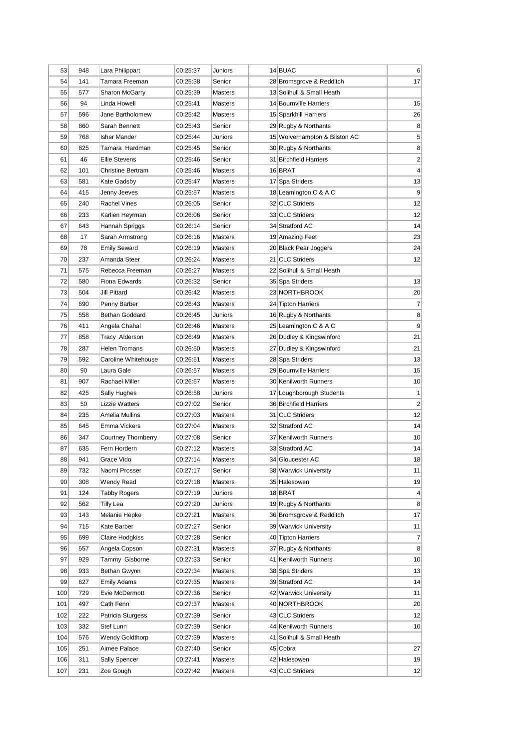| 53 | 948 | Lara Philippart | 00:25:37 | Juniors | 14 | BUAC | 6 |
|---|---|---|---|---|---|---|---|
| 54 | 141 | Tamara Freeman | 00:25:38 | Senior | 28 | Bromsgrove & Redditch | 17 |
| 55 | 577 | Sharon McGarry | 00:25:39 | Masters | 13 | Solihull & Small Heath | |
| 56 | 94 | Linda Howell | 00:25:41 | Masters | 14 | Bournville Harriers | 15 |
| 57 | 596 | Jane Bartholomew | 00:25:42 | Masters | 15 | Sparkhill Harriers | 26 |
| 58 | 860 | Sarah Bennett | 00:25:43 | Senior | 29 | Rugby & Northants | 8 |
| 59 | 768 | Isher Mander | 00:25:44 | Juniors | 15 | Wolverhampton & Bilston AC | 5 |
| 60 | 825 | Tamara Hardman | 00:25:45 | Senior | 30 | Rugby & Northants | 8 |
| 61 | 46 | Ellie Stevens | 00:25:46 | Senior | 31 | Birchfield Harriers | 2 |
| 62 | 101 | Christine Bertram | 00:25:46 | Masters | 16 | BRAT | 4 |
| 63 | 581 | Kate Gadsby | 00:25:47 | Masters | 17 | Spa Striders | 13 |
| 64 | 415 | Jenny Jeeves | 00:25:57 | Masters | 18 | Leamington C & A C | 9 |
| 65 | 240 | Rachel Vines | 00:26:05 | Senior | 32 | CLC Striders | 12 |
| 66 | 233 | Karlien Heyrman | 00:26:06 | Senior | 33 | CLC Striders | 12 |
| 67 | 643 | Hannah Spriggs | 00:26:14 | Senior | 34 | Stratford AC | 14 |
| 68 | 17 | Sarah Armstrong | 00:26:16 | Masters | 19 | Amazing Feet | 23 |
| 69 | 78 | Emily Seward | 00:26:19 | Masters | 20 | Black Pear Joggers | 24 |
| 70 | 237 | Amanda Steer | 00:26:24 | Masters | 21 | CLC Striders | 12 |
| 71 | 575 | Rebecca Freeman | 00:26:27 | Masters | 22 | Solihull & Small Heath | |
| 72 | 580 | Fiona Edwards | 00:26:32 | Senior | 35 | Spa Striders | 13 |
| 73 | 504 | Jill Pittard | 00:26:42 | Masters | 23 | NORTHBROOK | 20 |
| 74 | 690 | Penny Barber | 00:26:43 | Masters | 24 | Tipton Harriers | 7 |
| 75 | 558 | Bethan Goddard | 00:26:45 | Juniors | 16 | Rugby & Northants | 8 |
| 76 | 411 | Angela Chahal | 00:26:46 | Masters | 25 | Leamington C & A C | 9 |
| 77 | 858 | Tracy Alderson | 00:26:49 | Masters | 26 | Dudley & Kingswinford | 21 |
| 78 | 287 | Helen Tromans | 00:26:50 | Masters | 27 | Dudley & Kingswinford | 21 |
| 79 | 592 | Caroline Whitehouse | 00:26:51 | Masters | 28 | Spa Striders | 13 |
| 80 | 90 | Laura Gale | 00:26:57 | Masters | 29 | Bournville Harriers | 15 |
| 81 | 907 | Rachael Miller | 00:26:57 | Masters | 30 | Kenilworth Runners | 10 |
| 82 | 425 | Sally Hughes | 00:26:58 | Juniors | 17 | Loughborough Students | 1 |
| 83 | 50 | Lizzie Watters | 00:27:02 | Senior | 36 | Birchfield Harriers | 2 |
| 84 | 235 | Amelia Mullins | 00:27:03 | Masters | 31 | CLC Striders | 12 |
| 85 | 645 | Emma Vickers | 00:27:04 | Masters | 32 | Stratford AC | 14 |
| 86 | 347 | Courtney Thornberry | 00:27:08 | Senior | 37 | Kenilworth Runners | 10 |
| 87 | 635 | Fern Hordern | 00:27:12 | Masters | 33 | Stratford AC | 14 |
| 88 | 941 | Grace Vido | 00:27:14 | Masters | 34 | Gloucester AC | 18 |
| 89 | 732 | Naomi Prosser | 00:27:17 | Senior | 38 | Warwick University | 11 |
| 90 | 308 | Wendy Read | 00:27:18 | Masters | 35 | Halesowen | 19 |
| 91 | 124 | Tabby Rogers | 00:27:19 | Juniors | 18 | BRAT | 4 |
| 92 | 562 | Tilly Lea | 00:27:20 | Juniors | 19 | Rugby & Northants | 8 |
| 93 | 143 | Melanie Hepke | 00:27:21 | Masters | 36 | Bromsgrove & Redditch | 17 |
| 94 | 715 | Kate Barber | 00:27:27 | Senior | 39 | Warwick University | 11 |
| 95 | 699 | Claire Hodgkiss | 00:27:28 | Senior | 40 | Tipton Harriers | 7 |
| 96 | 557 | Angela Copson | 00:27:31 | Masters | 37 | Rugby & Northants | 8 |
| 97 | 929 | Tammy Gisborne | 00:27:33 | Senior | 41 | Kenilworth Runners | 10 |
| 98 | 933 | Bethan Gwynn | 00:27:34 | Masters | 38 | Spa Striders | 13 |
| 99 | 627 | Emily Adams | 00:27:35 | Masters | 39 | Stratford AC | 14 |
| 100 | 729 | Evie McDermott | 00:27:36 | Senior | 42 | Warwick University | 11 |
| 101 | 497 | Cath Fenn | 00:27:37 | Masters | 40 | NORTHBROOK | 20 |
| 102 | 222 | Patricia Sturgess | 00:27:39 | Senior | 43 | CLC Striders | 12 |
| 103 | 332 | Stef Lunn | 00:27:39 | Senior | 44 | Kenilworth Runners | 10 |
| 104 | 576 | Wendy Goldthorp | 00:27:39 | Masters | 41 | Solihull & Small Heath | |
| 105 | 251 | Aimee Palace | 00:27:40 | Senior | 45 | Cobra | 27 |
| 106 | 311 | Sally Spencer | 00:27:41 | Masters | 42 | Halesowen | 19 |
| 107 | 231 | Zoe Gough | 00:27:42 | Masters | 43 | CLC Striders | 12 |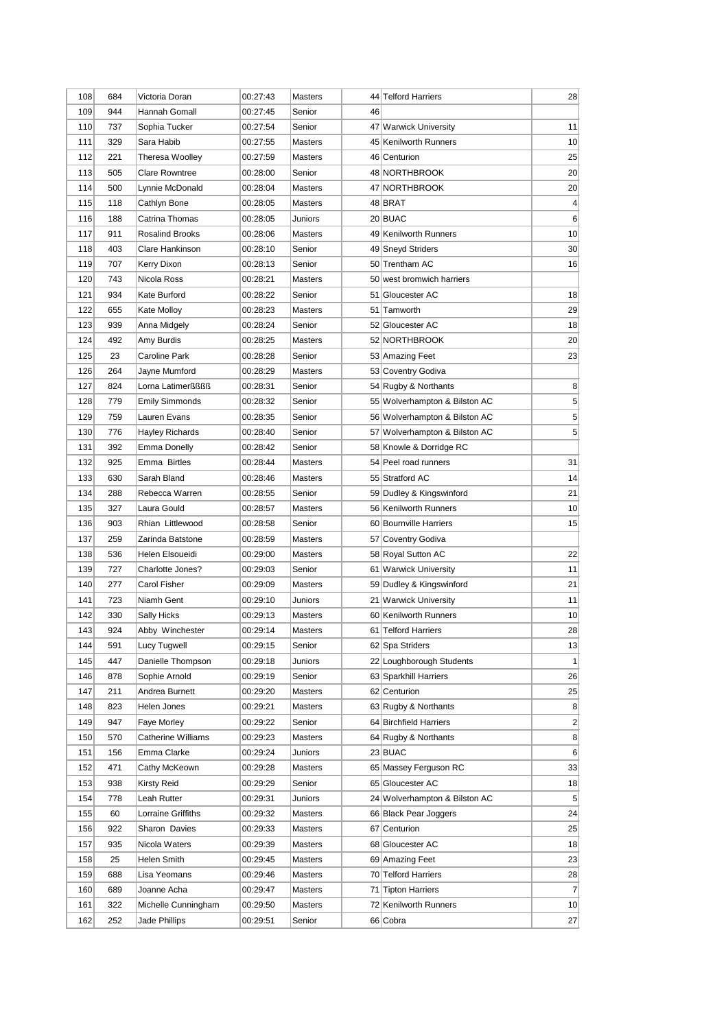| | | | | | | | |
|---|---|---|---|---|---|---|---|
| 108 | 684 | Victoria Doran | 00:27:43 | Masters | 44 | Telford Harriers | 28 |
| 109 | 944 | Hannah Gomall | 00:27:45 | Senior | 46 | | |
| 110 | 737 | Sophia Tucker | 00:27:54 | Senior | 47 | Warwick University | 11 |
| 111 | 329 | Sara Habib | 00:27:55 | Masters | 45 | Kenilworth Runners | 10 |
| 112 | 221 | Theresa Woolley | 00:27:59 | Masters | 46 | Centurion | 25 |
| 113 | 505 | Clare Rowntree | 00:28:00 | Senior | 48 | NORTHBROOK | 20 |
| 114 | 500 | Lynnie McDonald | 00:28:04 | Masters | 47 | NORTHBROOK | 20 |
| 115 | 118 | Cathlyn Bone | 00:28:05 | Masters | 48 | BRAT | 4 |
| 116 | 188 | Catrina Thomas | 00:28:05 | Juniors | 20 | BUAC | 6 |
| 117 | 911 | Rosalind Brooks | 00:28:06 | Masters | 49 | Kenilworth Runners | 10 |
| 118 | 403 | Clare Hankinson | 00:28:10 | Senior | 49 | Sneyd Striders | 30 |
| 119 | 707 | Kerry Dixon | 00:28:13 | Senior | 50 | Trentham AC | 16 |
| 120 | 743 | Nicola Ross | 00:28:21 | Masters | 50 | west bromwich harriers | |
| 121 | 934 | Kate Burford | 00:28:22 | Senior | 51 | Gloucester AC | 18 |
| 122 | 655 | Kate Molloy | 00:28:23 | Masters | 51 | Tamworth | 29 |
| 123 | 939 | Anna Midgely | 00:28:24 | Senior | 52 | Gloucester AC | 18 |
| 124 | 492 | Amy Burdis | 00:28:25 | Masters | 52 | NORTHBROOK | 20 |
| 125 | 23 | Caroline Park | 00:28:28 | Senior | 53 | Amazing Feet | 23 |
| 126 | 264 | Jayne Mumford | 00:28:29 | Masters | 53 | Coventry Godiva | |
| 127 | 824 | Lorna Latimerßßßß | 00:28:31 | Senior | 54 | Rugby & Northants | 8 |
| 128 | 779 | Emily Simmonds | 00:28:32 | Senior | 55 | Wolverhampton & Bilston AC | 5 |
| 129 | 759 | Lauren Evans | 00:28:35 | Senior | 56 | Wolverhampton & Bilston AC | 5 |
| 130 | 776 | Hayley Richards | 00:28:40 | Senior | 57 | Wolverhampton & Bilston AC | 5 |
| 131 | 392 | Emma Donelly | 00:28:42 | Senior | 58 | Knowle & Dorridge RC | |
| 132 | 925 | Emma Birtles | 00:28:44 | Masters | 54 | Peel road runners | 31 |
| 133 | 630 | Sarah Bland | 00:28:46 | Masters | 55 | Stratford AC | 14 |
| 134 | 288 | Rebecca Warren | 00:28:55 | Senior | 59 | Dudley & Kingswinford | 21 |
| 135 | 327 | Laura Gould | 00:28:57 | Masters | 56 | Kenilworth Runners | 10 |
| 136 | 903 | Rhian Littlewood | 00:28:58 | Senior | 60 | Bournville Harriers | 15 |
| 137 | 259 | Zarinda Batstone | 00:28:59 | Masters | 57 | Coventry Godiva | |
| 138 | 536 | Helen Elsoueidi | 00:29:00 | Masters | 58 | Royal Sutton AC | 22 |
| 139 | 727 | Charlotte Jones? | 00:29:03 | Senior | 61 | Warwick University | 11 |
| 140 | 277 | Carol Fisher | 00:29:09 | Masters | 59 | Dudley & Kingswinford | 21 |
| 141 | 723 | Niamh Gent | 00:29:10 | Juniors | 21 | Warwick University | 11 |
| 142 | 330 | Sally Hicks | 00:29:13 | Masters | 60 | Kenilworth Runners | 10 |
| 143 | 924 | Abby Winchester | 00:29:14 | Masters | 61 | Telford Harriers | 28 |
| 144 | 591 | Lucy Tugwell | 00:29:15 | Senior | 62 | Spa Striders | 13 |
| 145 | 447 | Danielle Thompson | 00:29:18 | Juniors | 22 | Loughborough Students | 1 |
| 146 | 878 | Sophie Arnold | 00:29:19 | Senior | 63 | Sparkhill Harriers | 26 |
| 147 | 211 | Andrea Burnett | 00:29:20 | Masters | 62 | Centurion | 25 |
| 148 | 823 | Helen Jones | 00:29:21 | Masters | 63 | Rugby & Northants | 8 |
| 149 | 947 | Faye Morley | 00:29:22 | Senior | 64 | Birchfield Harriers | 2 |
| 150 | 570 | Catherine Williams | 00:29:23 | Masters | 64 | Rugby & Northants | 8 |
| 151 | 156 | Emma Clarke | 00:29:24 | Juniors | 23 | BUAC | 6 |
| 152 | 471 | Cathy McKeown | 00:29:28 | Masters | 65 | Massey Ferguson RC | 33 |
| 153 | 938 | Kirsty Reid | 00:29:29 | Senior | 65 | Gloucester AC | 18 |
| 154 | 778 | Leah Rutter | 00:29:31 | Juniors | 24 | Wolverhampton & Bilston AC | 5 |
| 155 | 60 | Lorraine Griffiths | 00:29:32 | Masters | 66 | Black Pear Joggers | 24 |
| 156 | 922 | Sharon Davies | 00:29:33 | Masters | 67 | Centurion | 25 |
| 157 | 935 | Nicola Waters | 00:29:39 | Masters | 68 | Gloucester AC | 18 |
| 158 | 25 | Helen Smith | 00:29:45 | Masters | 69 | Amazing Feet | 23 |
| 159 | 688 | Lisa Yeomans | 00:29:46 | Masters | 70 | Telford Harriers | 28 |
| 160 | 689 | Joanne Acha | 00:29:47 | Masters | 71 | Tipton Harriers | 7 |
| 161 | 322 | Michelle Cunningham | 00:29:50 | Masters | 72 | Kenilworth Runners | 10 |
| 162 | 252 | Jade Phillips | 00:29:51 | Senior | 66 | Cobra | 27 |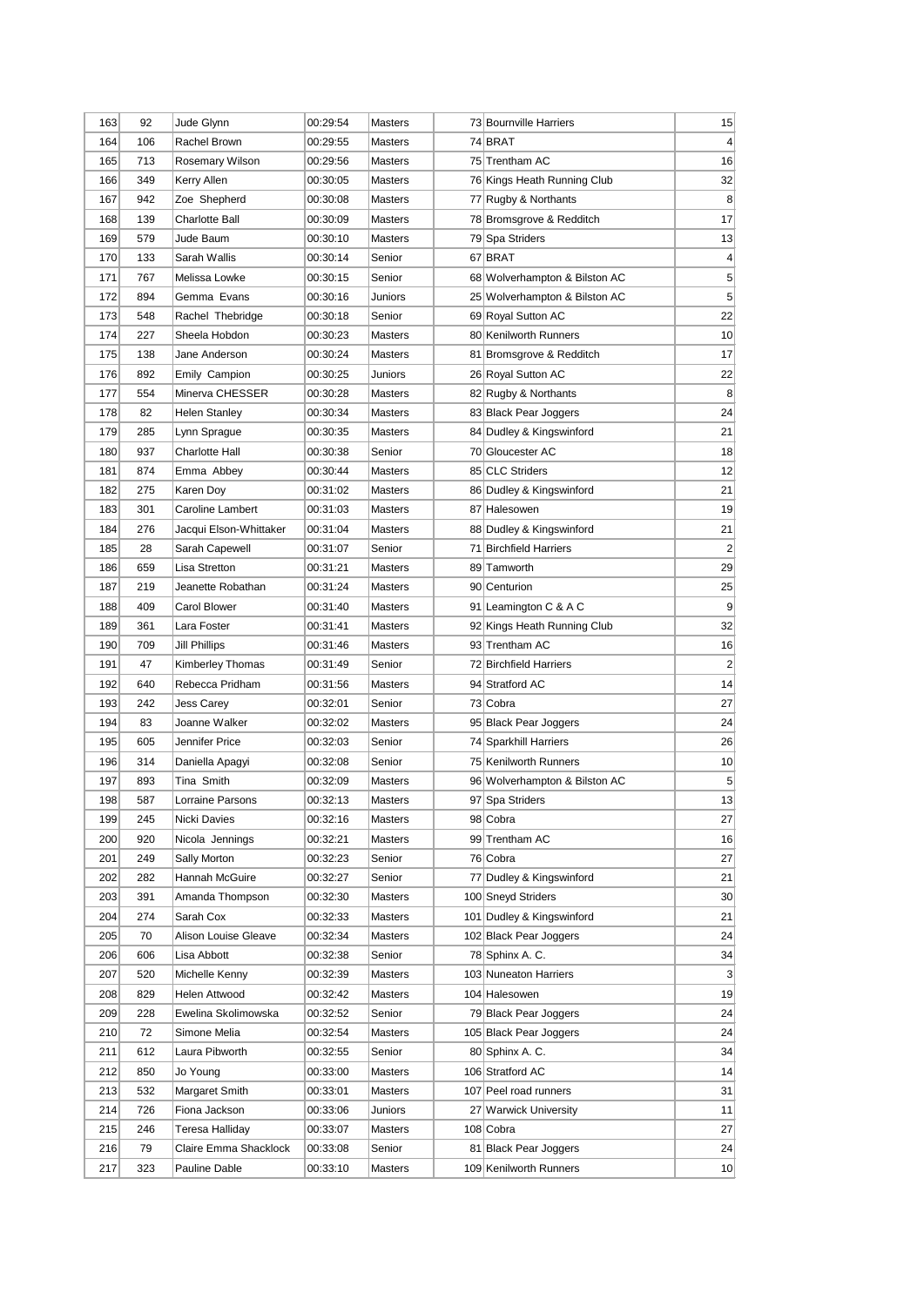| | | | | | | | |
|---|---|---|---|---|---|---|---|
| 163 | 92 | Jude Glynn | 00:29:54 | Masters | 73 | Bournville Harriers | 15 |
| 164 | 106 | Rachel Brown | 00:29:55 | Masters | 74 | BRAT | 4 |
| 165 | 713 | Rosemary Wilson | 00:29:56 | Masters | 75 | Trentham AC | 16 |
| 166 | 349 | Kerry Allen | 00:30:05 | Masters | 76 | Kings Heath Running Club | 32 |
| 167 | 942 | Zoe  Shepherd | 00:30:08 | Masters | 77 | Rugby & Northants | 8 |
| 168 | 139 | Charlotte Ball | 00:30:09 | Masters | 78 | Bromsgrove & Redditch | 17 |
| 169 | 579 | Jude Baum | 00:30:10 | Masters | 79 | Spa Striders | 13 |
| 170 | 133 | Sarah Wallis | 00:30:14 | Senior | 67 | BRAT | 4 |
| 171 | 767 | Melissa Lowke | 00:30:15 | Senior | 68 | Wolverhampton & Bilston AC | 5 |
| 172 | 894 | Gemma  Evans | 00:30:16 | Juniors | 25 | Wolverhampton & Bilston AC | 5 |
| 173 | 548 | Rachel  Thebridge | 00:30:18 | Senior | 69 | Royal Sutton AC | 22 |
| 174 | 227 | Sheela Hobdon | 00:30:23 | Masters | 80 | Kenilworth Runners | 10 |
| 175 | 138 | Jane Anderson | 00:30:24 | Masters | 81 | Bromsgrove & Redditch | 17 |
| 176 | 892 | Emily  Campion | 00:30:25 | Juniors | 26 | Royal Sutton AC | 22 |
| 177 | 554 | Minerva CHESSER | 00:30:28 | Masters | 82 | Rugby & Northants | 8 |
| 178 | 82 | Helen Stanley | 00:30:34 | Masters | 83 | Black Pear Joggers | 24 |
| 179 | 285 | Lynn Sprague | 00:30:35 | Masters | 84 | Dudley & Kingswinford | 21 |
| 180 | 937 | Charlotte Hall | 00:30:38 | Senior | 70 | Gloucester AC | 18 |
| 181 | 874 | Emma  Abbey | 00:30:44 | Masters | 85 | CLC Striders | 12 |
| 182 | 275 | Karen Doy | 00:31:02 | Masters | 86 | Dudley & Kingswinford | 21 |
| 183 | 301 | Caroline Lambert | 00:31:03 | Masters | 87 | Halesowen | 19 |
| 184 | 276 | Jacqui Elson-Whittaker | 00:31:04 | Masters | 88 | Dudley & Kingswinford | 21 |
| 185 | 28 | Sarah Capewell | 00:31:07 | Senior | 71 | Birchfield Harriers | 2 |
| 186 | 659 | Lisa Stretton | 00:31:21 | Masters | 89 | Tamworth | 29 |
| 187 | 219 | Jeanette Robathan | 00:31:24 | Masters | 90 | Centurion | 25 |
| 188 | 409 | Carol Blower | 00:31:40 | Masters | 91 | Leamington C & A C | 9 |
| 189 | 361 | Lara Foster | 00:31:41 | Masters | 92 | Kings Heath Running Club | 32 |
| 190 | 709 | Jill Phillips | 00:31:46 | Masters | 93 | Trentham AC | 16 |
| 191 | 47 | Kimberley Thomas | 00:31:49 | Senior | 72 | Birchfield Harriers | 2 |
| 192 | 640 | Rebecca Pridham | 00:31:56 | Masters | 94 | Stratford AC | 14 |
| 193 | 242 | Jess Carey | 00:32:01 | Senior | 73 | Cobra | 27 |
| 194 | 83 | Joanne Walker | 00:32:02 | Masters | 95 | Black Pear Joggers | 24 |
| 195 | 605 | Jennifer Price | 00:32:03 | Senior | 74 | Sparkhill Harriers | 26 |
| 196 | 314 | Daniella Apagyi | 00:32:08 | Senior | 75 | Kenilworth Runners | 10 |
| 197 | 893 | Tina  Smith | 00:32:09 | Masters | 96 | Wolverhampton & Bilston AC | 5 |
| 198 | 587 | Lorraine Parsons | 00:32:13 | Masters | 97 | Spa Striders | 13 |
| 199 | 245 | Nicki Davies | 00:32:16 | Masters | 98 | Cobra | 27 |
| 200 | 920 | Nicola  Jennings | 00:32:21 | Masters | 99 | Trentham AC | 16 |
| 201 | 249 | Sally Morton | 00:32:23 | Senior | 76 | Cobra | 27 |
| 202 | 282 | Hannah McGuire | 00:32:27 | Senior | 77 | Dudley & Kingswinford | 21 |
| 203 | 391 | Amanda Thompson | 00:32:30 | Masters | 100 | Sneyd Striders | 30 |
| 204 | 274 | Sarah Cox | 00:32:33 | Masters | 101 | Dudley & Kingswinford | 21 |
| 205 | 70 | Alison Louise Gleave | 00:32:34 | Masters | 102 | Black Pear Joggers | 24 |
| 206 | 606 | Lisa Abbott | 00:32:38 | Senior | 78 | Sphinx A. C. | 34 |
| 207 | 520 | Michelle Kenny | 00:32:39 | Masters | 103 | Nuneaton Harriers | 3 |
| 208 | 829 | Helen Attwood | 00:32:42 | Masters | 104 | Halesowen | 19 |
| 209 | 228 | Ewelina Skolimowska | 00:32:52 | Senior | 79 | Black Pear Joggers | 24 |
| 210 | 72 | Simone Melia | 00:32:54 | Masters | 105 | Black Pear Joggers | 24 |
| 211 | 612 | Laura Pibworth | 00:32:55 | Senior | 80 | Sphinx A. C. | 34 |
| 212 | 850 | Jo Young | 00:33:00 | Masters | 106 | Stratford AC | 14 |
| 213 | 532 | Margaret Smith | 00:33:01 | Masters | 107 | Peel road runners | 31 |
| 214 | 726 | Fiona Jackson | 00:33:06 | Juniors | 27 | Warwick University | 11 |
| 215 | 246 | Teresa Halliday | 00:33:07 | Masters | 108 | Cobra | 27 |
| 216 | 79 | Claire Emma Shacklock | 00:33:08 | Senior | 81 | Black Pear Joggers | 24 |
| 217 | 323 | Pauline Dable | 00:33:10 | Masters | 109 | Kenilworth Runners | 10 |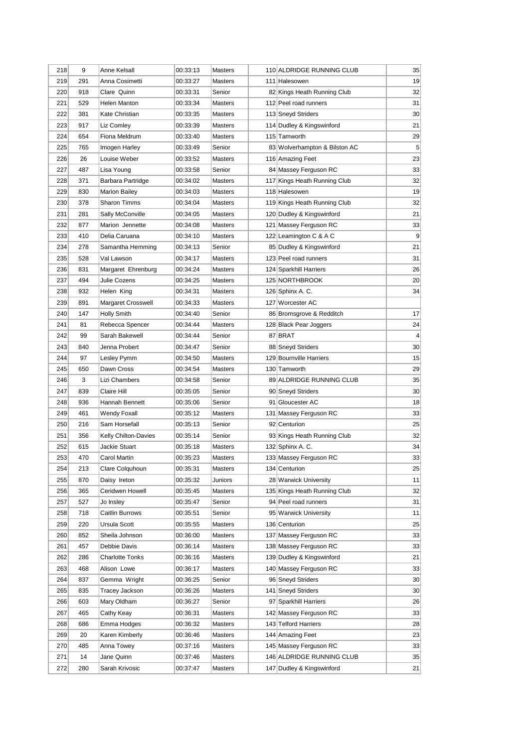| 218 | 9 | Anne Kelsall | 00:33:13 | Masters | 110 | ALDRIDGE RUNNING CLUB | 35 |
|---|---|---|---|---|---|---|---|
| 219 | 291 | Anna Cosimetti | 00:33:27 | Masters | 111 | Halesowen | 19 |
| 220 | 918 | Clare Quinn | 00:33:31 | Senior | 82 | Kings Heath Running Club | 32 |
| 221 | 529 | Helen Manton | 00:33:34 | Masters | 112 | Peel road runners | 31 |
| 222 | 381 | Kate Christian | 00:33:35 | Masters | 113 | Sneyd Striders | 30 |
| 223 | 917 | Liz Comley | 00:33:39 | Masters | 114 | Dudley & Kingswinford | 21 |
| 224 | 654 | Fiona Meldrum | 00:33:40 | Masters | 115 | Tamworth | 29 |
| 225 | 765 | Imogen Harley | 00:33:49 | Senior | 83 | Wolverhampton & Bilston AC | 5 |
| 226 | 26 | Louise Weber | 00:33:52 | Masters | 116 | Amazing Feet | 23 |
| 227 | 487 | Lisa Young | 00:33:58 | Senior | 84 | Massey Ferguson RC | 33 |
| 228 | 371 | Barbara Partridge | 00:34:02 | Masters | 117 | Kings Heath Running Club | 32 |
| 229 | 830 | Marion Bailey | 00:34:03 | Masters | 118 | Halesowen | 19 |
| 230 | 378 | Sharon Timms | 00:34:04 | Masters | 119 | Kings Heath Running Club | 32 |
| 231 | 281 | Sally McConville | 00:34:05 | Masters | 120 | Dudley & Kingswinford | 21 |
| 232 | 877 | Marion Jennette | 00:34:08 | Masters | 121 | Massey Ferguson RC | 33 |
| 233 | 410 | Delia Caruana | 00:34:10 | Masters | 122 | Leamington C & A C | 9 |
| 234 | 278 | Samantha Hemming | 00:34:13 | Senior | 85 | Dudley & Kingswinford | 21 |
| 235 | 528 | Val Lawson | 00:34:17 | Masters | 123 | Peel road runners | 31 |
| 236 | 831 | Margaret Ehrenburg | 00:34:24 | Masters | 124 | Sparkhill Harriers | 26 |
| 237 | 494 | Julie Cozens | 00:34:25 | Masters | 125 | NORTHBROOK | 20 |
| 238 | 932 | Helen King | 00:34:31 | Masters | 126 | Sphinx A. C. | 34 |
| 239 | 891 | Margaret Crosswell | 00:34:33 | Masters | 127 | Worcester AC | |
| 240 | 147 | Holly Smith | 00:34:40 | Senior | 86 | Bromsgrove & Redditch | 17 |
| 241 | 81 | Rebecca Spencer | 00:34:44 | Masters | 128 | Black Pear Joggers | 24 |
| 242 | 99 | Sarah Bakewell | 00:34:44 | Senior | 87 | BRAT | 4 |
| 243 | 840 | Jenna Probert | 00:34:47 | Senior | 88 | Sneyd Striders | 30 |
| 244 | 97 | Lesley Pymm | 00:34:50 | Masters | 129 | Bournville Harriers | 15 |
| 245 | 650 | Dawn Cross | 00:34:54 | Masters | 130 | Tamworth | 29 |
| 246 | 3 | Lizi Chambers | 00:34:58 | Senior | 89 | ALDRIDGE RUNNING CLUB | 35 |
| 247 | 839 | Claire Hill | 00:35:05 | Senior | 90 | Sneyd Striders | 30 |
| 248 | 936 | Hannah Bennett | 00:35:06 | Senior | 91 | Gloucester AC | 18 |
| 249 | 461 | Wendy Foxall | 00:35:12 | Masters | 131 | Massey Ferguson RC | 33 |
| 250 | 216 | Sam Horsefall | 00:35:13 | Senior | 92 | Centurion | 25 |
| 251 | 356 | Kelly Chilton-Davies | 00:35:14 | Senior | 93 | Kings Heath Running Club | 32 |
| 252 | 615 | Jackie Stuart | 00:35:18 | Masters | 132 | Sphinx A. C. | 34 |
| 253 | 470 | Carol Martin | 00:35:23 | Masters | 133 | Massey Ferguson RC | 33 |
| 254 | 213 | Clare Colquhoun | 00:35:31 | Masters | 134 | Centurion | 25 |
| 255 | 870 | Daisy Ireton | 00:35:32 | Juniors | 28 | Warwick University | 11 |
| 256 | 365 | Ceridwen Howell | 00:35:45 | Masters | 135 | Kings Heath Running Club | 32 |
| 257 | 527 | Jo Insley | 00:35:47 | Senior | 94 | Peel road runners | 31 |
| 258 | 718 | Caitlin Burrows | 00:35:51 | Senior | 95 | Warwick University | 11 |
| 259 | 220 | Ursula Scott | 00:35:55 | Masters | 136 | Centurion | 25 |
| 260 | 852 | Sheila Johnson | 00:36:00 | Masters | 137 | Massey Ferguson RC | 33 |
| 261 | 457 | Debbie Davis | 00:36:14 | Masters | 138 | Massey Ferguson RC | 33 |
| 262 | 286 | Charlotte Tonks | 00:36:16 | Masters | 139 | Dudley & Kingswinford | 21 |
| 263 | 468 | Alison Lowe | 00:36:17 | Masters | 140 | Massey Ferguson RC | 33 |
| 264 | 837 | Gemma Wright | 00:36:25 | Senior | 96 | Sneyd Striders | 30 |
| 265 | 835 | Tracey Jackson | 00:36:26 | Masters | 141 | Sneyd Striders | 30 |
| 266 | 603 | Mary Oldham | 00:36:27 | Senior | 97 | Sparkhill Harriers | 26 |
| 267 | 465 | Cathy Keay | 00:36:31 | Masters | 142 | Massey Ferguson RC | 33 |
| 268 | 686 | Emma Hodges | 00:36:32 | Masters | 143 | Telford Harriers | 28 |
| 269 | 20 | Karen Kimberly | 00:36:46 | Masters | 144 | Amazing Feet | 23 |
| 270 | 485 | Anna Towey | 00:37:16 | Masters | 145 | Massey Ferguson RC | 33 |
| 271 | 14 | Jane Quinn | 00:37:46 | Masters | 146 | ALDRIDGE RUNNING CLUB | 35 |
| 272 | 280 | Sarah Krivosic | 00:37:47 | Masters | 147 | Dudley & Kingswinford | 21 |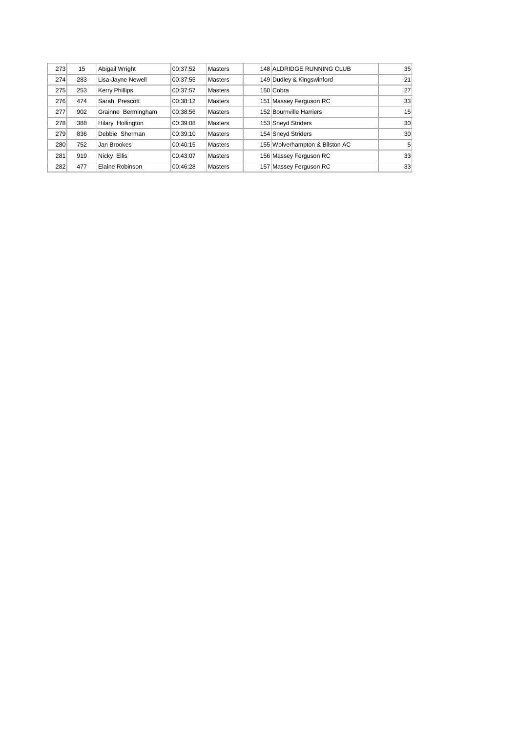| | | | | | | | |
|---|---|---|---|---|---|---|---|
| 273 | 15 | Abigail Wright | 00:37:52 | Masters | 148 | ALDRIDGE RUNNING CLUB | 35 |
| 274 | 283 | Lisa-Jayne Newell | 00:37:55 | Masters | 149 | Dudley & Kingswinford | 21 |
| 275 | 253 | Kerry Phillips | 00:37:57 | Masters | 150 | Cobra | 27 |
| 276 | 474 | Sarah Prescott | 00:38:12 | Masters | 151 | Massey Ferguson RC | 33 |
| 277 | 902 | Grainne Bermingham | 00:38:56 | Masters | 152 | Bournville Harriers | 15 |
| 278 | 388 | Hilary Hollington | 00:39:08 | Masters | 153 | Sneyd Striders | 30 |
| 279 | 836 | Debbie Sherman | 00:39:10 | Masters | 154 | Sneyd Striders | 30 |
| 280 | 752 | Jan Brookes | 00:40:15 | Masters | 155 | Wolverhampton & Bilston AC | 5 |
| 281 | 919 | Nicky Ellis | 00:43:07 | Masters | 156 | Massey Ferguson RC | 33 |
| 282 | 477 | Elaine Robinson | 00:46:28 | Masters | 157 | Massey Ferguson RC | 33 |